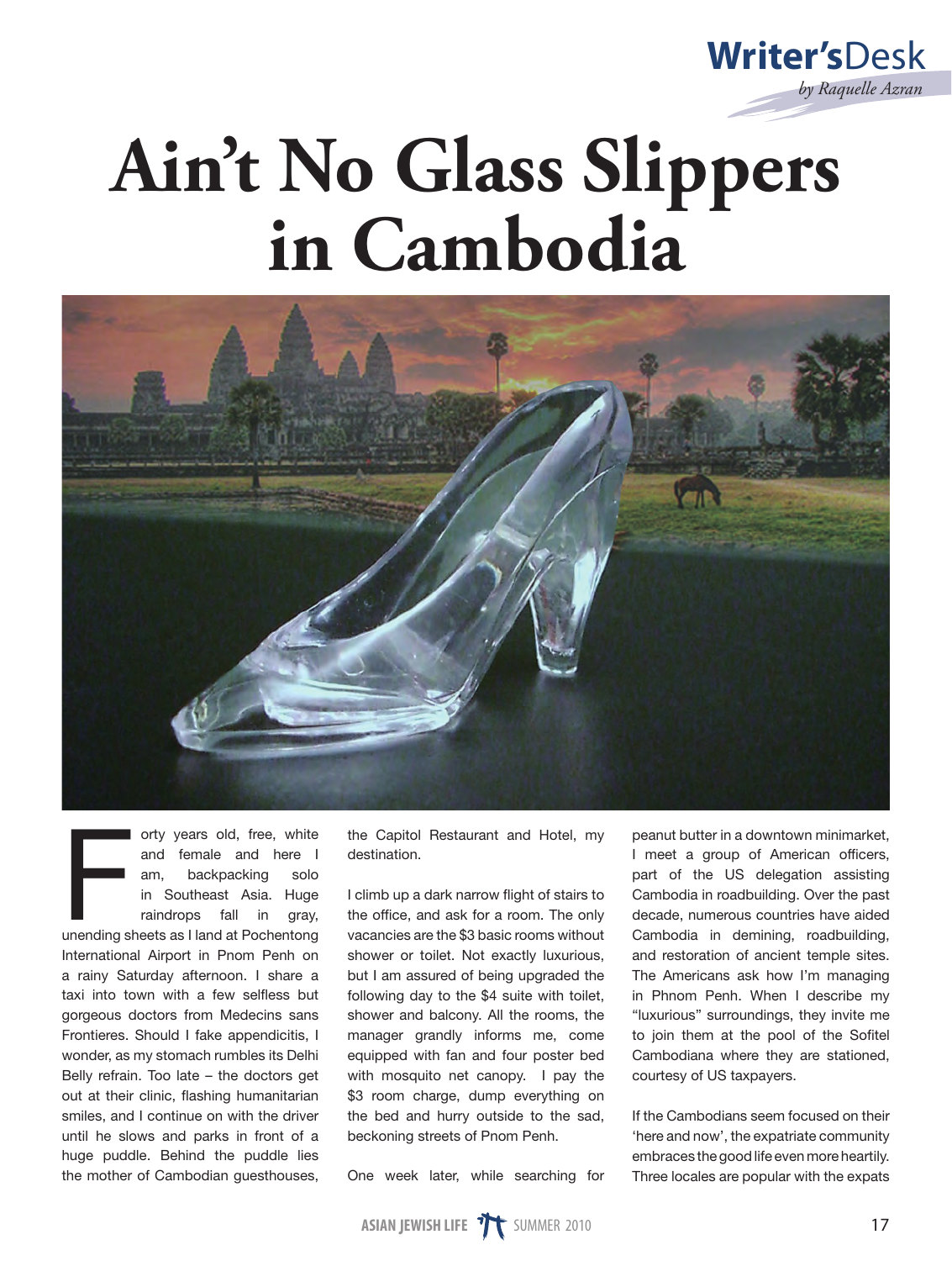Writer'sDesk

*by Raquelle Azran*

# Ain't No Glass Slippers in Cambodia

Forty years old, free, white and female and here I am, backpacking solo in Southeast Asia. Huge raindrops fall in gray, unending sheets as I land at Pochentong International Airport in Pnom Penh on a rainy Saturday afternoon. I share a taxi into town with a few selfless but gorgeous doctors from Medecins sans Frontieres. Should I fake appendicitis, I wonder, as my stomach rumbles its Delhi Belly refrain. Too late – the doctors get out at their clinic, flashing humanitarian smiles, and I continue on with the driver until he slows and parks in front of a huge puddle. Behind the puddle lies the mother of Cambodian guesthouses, the Capitol Restaurant and Hotel, my destination.

I climb up a dark narrow flight of stairs to the office, and ask for a room. The only vacancies are the $3 basic rooms without shower or toilet. Not exactly luxurious, but I am assured of being upgraded the following day to the $4 suite with toilet, shower and balcony. All the rooms, the manager grandly informs me, come equipped with fan and four poster bed with mosquito net canopy. I pay the $3 room charge, dump everything on the bed and hurry outside to the sad, beckoning streets of Pnom Penh.

One week later, while searching for peanut butter in a downtown minimarket, I meet a group of American officers, part of the US delegation assisting Cambodia in roadbuilding. Over the past decade, numerous countries have aided Cambodia in demining, roadbuilding, and restoration of ancient temple sites. The Americans ask how I'm managing in Phnom Penh. When I describe my "luxurious" surroundings, they invite me to join them at the pool of the Sofitel Cambodiana where they are stationed, courtesy of US taxpayers.

If the Cambodians seem focused on their 'here and now', the expatriate community embraces the good life even more heartily. Three locales are popular with the expats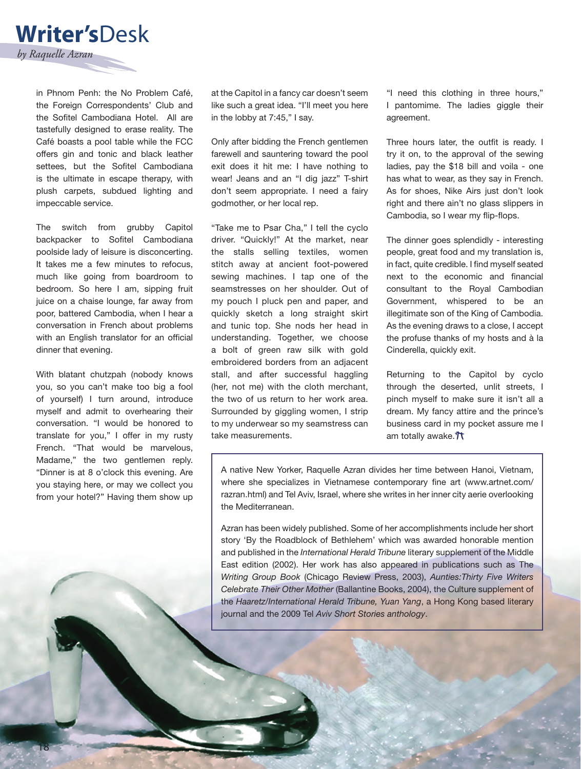in Phnom Penh: the No Problem Café, the Foreign Correspondents' Club and the Sofitel Cambodiana Hotel. All are tastefully designed to erase reality. The Café boasts a pool table while the FCC offers gin and tonic and black leather settees, but the Sofitel Cambodiana is the ultimate in escape therapy, with plush carpets, subdued lighting and impeccable service.

The switch from grubby Capitol backpacker to Sofitel Cambodiana poolside lady of leisure is disconcerting. It takes me a few minutes to refocus, much like going from boardroom to bedroom. So here I am, sipping fruit juice on a chaise lounge, far away from poor, battered Cambodia, when I hear a conversation in French about problems with an English translator for an official dinner that evening.

With blatant chutzpah (nobody knows you, so you can't make too big a fool of yourself) I turn around, introduce myself and admit to overhearing their conversation. "I would be honored to translate for you," I offer in my rusty French. "That would be marvelous, Madame," the two gentlemen reply. "Dinner is at 8 o'clock this evening. Are you staying here, or may we collect you from your hotel?" Having them show up at the Capitol in a fancy car doesn't seem like such a great idea. "I'll meet you here in the lobby at 7:45," I say.

Only after bidding the French gentlemen farewell and sauntering toward the pool exit does it hit me: I have nothing to wear! Jeans and an "I dig jazz" T-shirt don't seem appropriate. I need a fairy godmother, or her local rep.

"Take me to Psar Cha," I tell the cyclo driver. "Quickly!" At the market, near the stalls selling textiles, women stitch away at ancient foot-powered sewing machines. I tap one of the seamstresses on her shoulder. Out of my pouch I pluck pen and paper, and quickly sketch a long straight skirt and tunic top. She nods her head in understanding. Together, we choose a bolt of green raw silk with gold embroidered borders from an adjacent stall, and after successful haggling (her, not me) with the cloth merchant, the two of us return to her work area. Surrounded by giggling women, I strip to my underwear so my seamstress can take measurements.

"I need this clothing in three hours," I pantomime. The ladies giggle their agreement.

Three hours later, the outfit is ready. I try it on, to the approval of the sewing ladies, pay the $18 bill and voila - one has what to wear, as they say in French. As for shoes, Nike Airs just don't look right and there ain't no glass slippers in Cambodia, so I wear my flip-flops.

The dinner goes splendidly - interesting people, great food and my translation is, in fact, quite credible. I find myself seated next to the economic and financial consultant to the Royal Cambodian Government, whispered to be an illegitimate son of the King of Cambodia. As the evening draws to a close, I accept the profuse thanks of my hosts and à la Cinderella, quickly exit.

Returning to the Capitol by cyclo through the deserted, unlit streets, I pinch myself to make sure it isn't all a dream. My fancy attire and the prince's business card in my pocket assure me I am totally awake.

A native New Yorker, Raquelle Azran divides her time between Hanoi, Vietnam, where she specializes in Vietnamese contemporary fine art (www.artnet.com/razran.html) and Tel Aviv, Israel, where she writes in her inner city aerie overlooking the Mediterranean.

Azran has been widely published. Some of her accomplishments include her short story 'By the Roadblock of Bethlehem' which was awarded honorable mention and published in the *International Herald Tribune* literary supplement of the Middle East edition (2002). Her work has also appeared in publications such as The *Writing Group Book* (Chicago Review Press, 2003), *Aunties:Thirty Five Writers Celebrate Their Other Mother* (Ballantine Books, 2004), the Culture supplement of the *Haaretz/International Herald Tribune, Yuan Yang*, a Hong Kong based literary journal and the 2009 Tel *Aviv Short Stories anthology*.